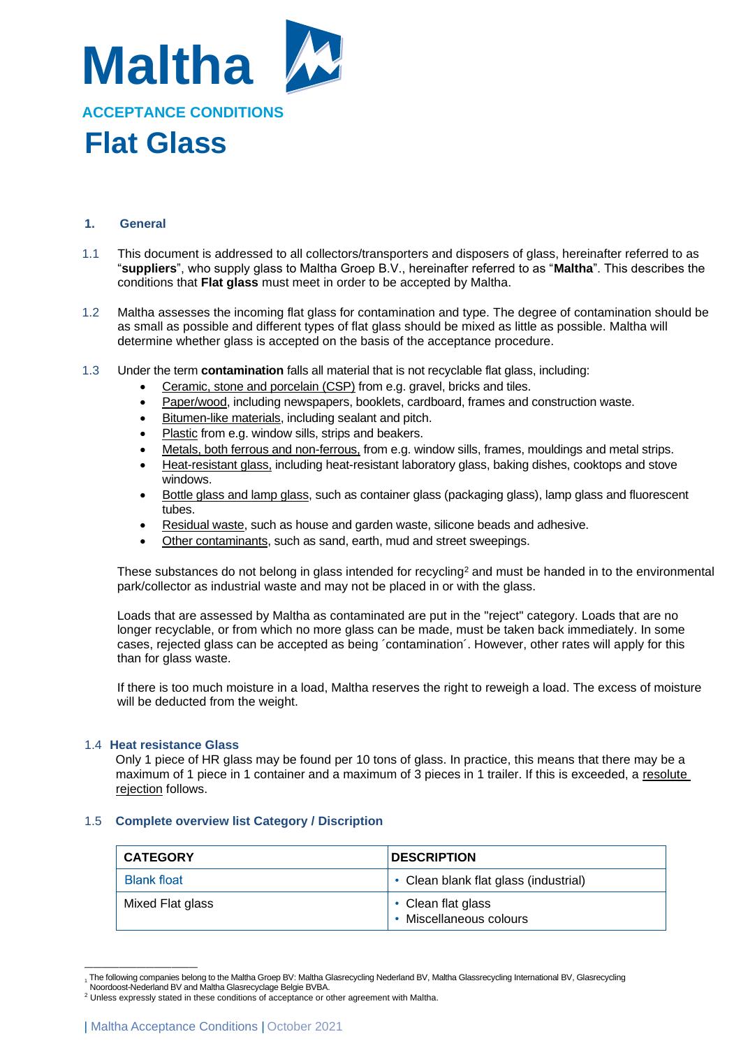# Maltha

## ACCEPTANCE CONDITIONS

# Flat Glass

### 1. General

1.1 This document is addressed to all collectors/transporters and disposers of glass, hereinafter referred to as "**suppliers**", who supply glass to Maltha Groep B.V., hereinafter referred to as "**Maltha**". This describes the conditions that **Flat glass** must meet in order to be accepted by Maltha.

1.2 Maltha assesses the incoming flat glass for contamination and type. The degree of contamination should be as small as possible and different types of flat glass should be mixed as little as possible. Maltha will determine whether glass is accepted on the basis of the acceptance procedure.

1.3 Under the term **contamination** falls all material that is not recyclable flat glass, including:

- Ceramic, stone and porcelain (CSP) from e.g. gravel, bricks and tiles.
- Paper/wood, including newspapers, booklets, cardboard, frames and construction waste.
- Bitumen-like materials, including sealant and pitch.
- Plastic from e.g. window sills, strips and beakers.
- Metals, both ferrous and non-ferrous, from e.g. window sills, frames, mouldings and metal strips.
- Heat-resistant glass, including heat-resistant laboratory glass, baking dishes, cooktops and stove windows.
- Bottle glass and lamp glass, such as container glass (packaging glass), lamp glass and fluorescent tubes.
- Residual waste, such as house and garden waste, silicone beads and adhesive.
- Other contaminants, such as sand, earth, mud and street sweepings.

These substances do not belong in glass intended for recycling[2] and must be handed in to the environmental park/collector as industrial waste and may not be placed in or with the glass.

Loads that are assessed by Maltha as contaminated are put in the "reject" category. Loads that are no longer recyclable, or from which no more glass can be made, must be taken back immediately. In some cases, rejected glass can be accepted as being ´contamination´. However, other rates will apply for this than for glass waste.

If there is too much moisture in a load, Maltha reserves the right to reweigh a load. The excess of moisture will be deducted from the weight.

#### 1.4 Heat resistance Glass

Only 1 piece of HR glass may be found per 10 tons of glass. In practice, this means that there may be a maximum of 1 piece in 1 container and a maximum of 3 pieces in 1 trailer. If this is exceeded, a resolute rejection follows.

#### 1.5 Complete overview list Category / Discription

| CATEGORY | DESCRIPTION |
| --- | --- |
| Blank float | • Clean blank flat glass (industrial) |
| Mixed Flat glass | • Clean flat glass<br>• Miscellaneous colours |

---

[1] The following companies belong to the Maltha Groep BV: Maltha Glasrecycling Nederland BV, Maltha Glassrecycling International BV, Glasrecycling Noordoost-Nederland BV and Maltha Glasrecyclage Belgie BVBA.

[2] Unless expressly stated in these conditions of acceptance or other agreement with Maltha.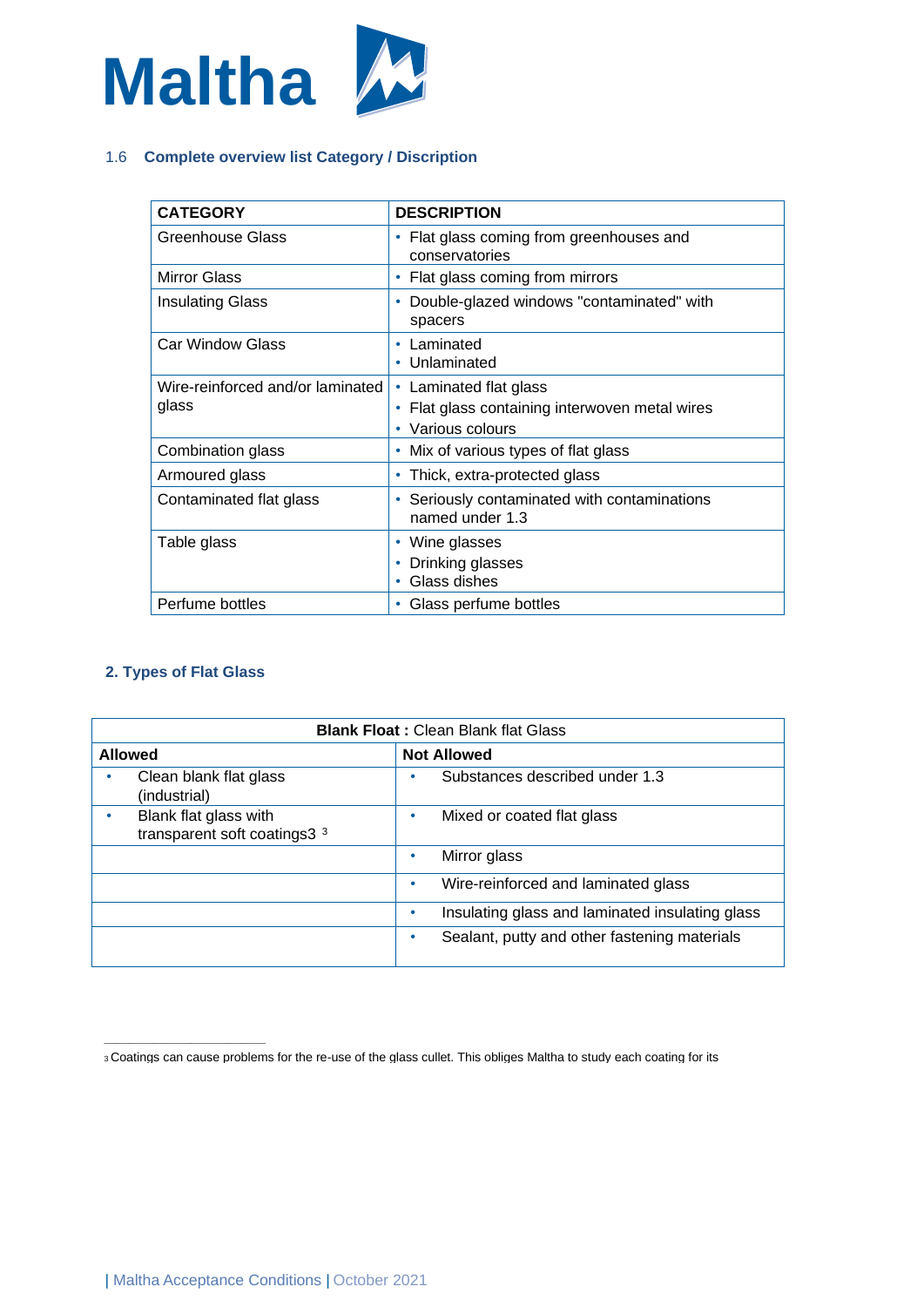## 1.6 Complete overview list Category / Discription

| CATEGORY | DESCRIPTION |
|---|---|
| Greenhouse Glass | • Flat glass coming from greenhouses and conservatories |
| Mirror Glass | • Flat glass coming from mirrors |
| Insulating Glass | • Double-glazed windows "contaminated" with spacers |
| Car Window Glass | • Laminated<br>• Unlaminated |
| Wire-reinforced and/or laminated glass | • Laminated flat glass<br>• Flat glass containing interwoven metal wires<br>• Various colours |
| Combination glass | • Mix of various types of flat glass |
| Armoured glass | • Thick, extra-protected glass |
| Contaminated flat glass | • Seriously contaminated with contaminations named under 1.3 |
| Table glass | • Wine glasses<br>• Drinking glasses<br>• Glass dishes |
| Perfume bottles | • Glass perfume bottles |

## 2. Types of Flat Glass

| **Blank Float :** Clean Blank flat Glass | |
|---|---|
| **Allowed** | **Not Allowed** |
| • Clean blank flat glass (industrial) | • Substances described under 1.3 |
| • Blank flat glass with transparent soft coatings3 [3] | • Mixed or coated flat glass |
| | • Mirror glass |
| | • Wire-reinforced and laminated glass |
| | • Insulating glass and laminated insulating glass |
| | • Sealant, putty and other fastening materials |

[3] Coatings can cause problems for the re-use of the glass cullet. This obliges Maltha to study each coating for its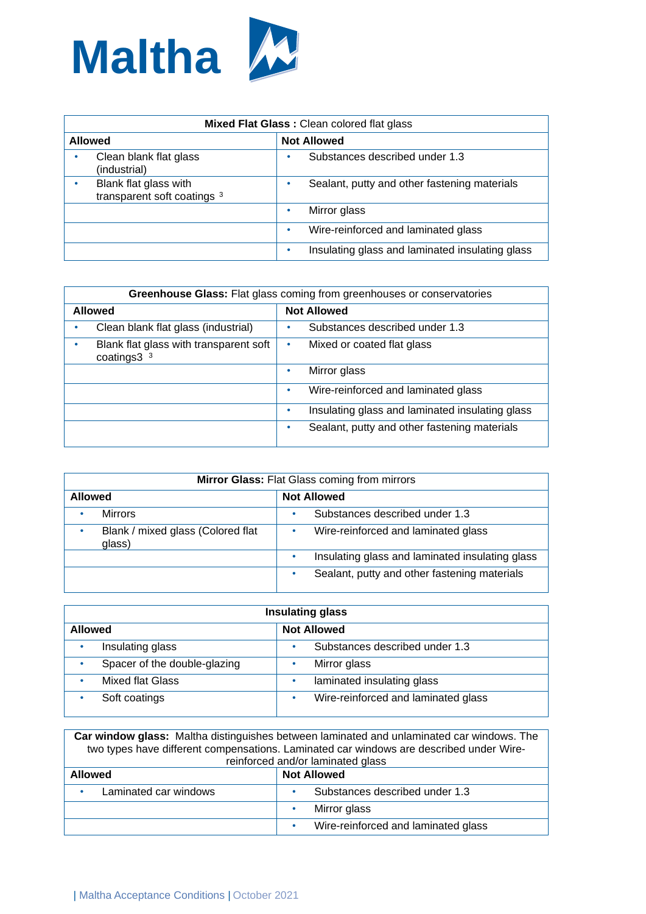**Maltha**

| **Mixed Flat Glass :** Clean colored flat glass | |
|---|---|
| **Allowed** | **Not Allowed** |
| • Clean blank flat glass (industrial) | • Substances described under 1.3 |
| • Blank flat glass with transparent soft coatings [3] | • Sealant, putty and other fastening materials |
| | • Mirror glass |
| | • Wire-reinforced and laminated glass |
| | • Insulating glass and laminated insulating glass |

| **Greenhouse Glass:** Flat glass coming from greenhouses or conservatories | |
|---|---|
| **Allowed** | **Not Allowed** |
| • Clean blank flat glass (industrial) | • Substances described under 1.3 |
| • Blank flat glass with transparent soft coatings3 [3] | • Mixed or coated flat glass |
| | • Mirror glass |
| | • Wire-reinforced and laminated glass |
| | • Insulating glass and laminated insulating glass |
| | • Sealant, putty and other fastening materials |

| **Mirror Glass:** Flat Glass coming from mirrors | |
|---|---|
| **Allowed** | **Not Allowed** |
| • Mirrors | • Substances described under 1.3 |
| • Blank / mixed glass (Colored flat glass) | • Wire-reinforced and laminated glass |
| | • Insulating glass and laminated insulating glass |
| | • Sealant, putty and other fastening materials |

| **Insulating glass** | |
|---|---|
| **Allowed** | **Not Allowed** |
| • Insulating glass | • Substances described under 1.3 |
| • Spacer of the double-glazing | • Mirror glass |
| • Mixed flat Glass | • laminated insulating glass |
| • Soft coatings | • Wire-reinforced and laminated glass |

| **Car window glass:** Maltha distinguishes between laminated and unlaminated car windows. The two types have different compensations. Laminated car windows are described under Wire-reinforced and/or laminated glass | |
|---|---|
| **Allowed** | **Not Allowed** |
| • Laminated car windows | • Substances described under 1.3 |
| | • Mirror glass |
| | • Wire-reinforced and laminated glass |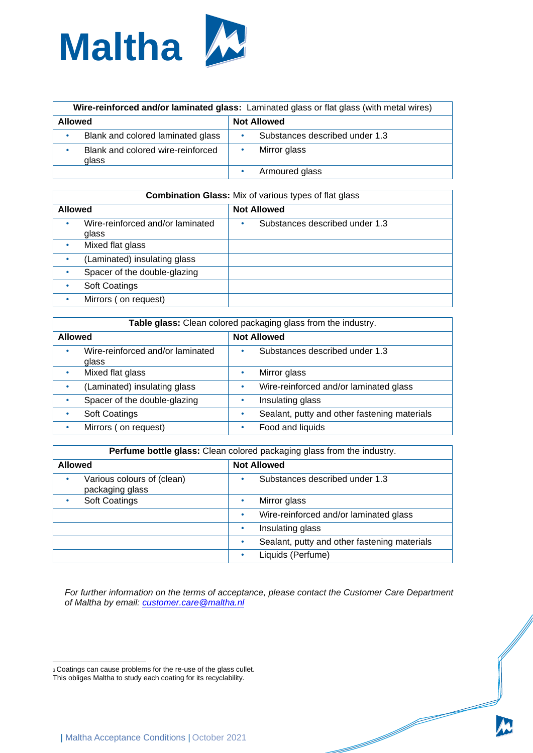| **Wire-reinforced and/or laminated glass:** Laminated glass or flat glass (with metal wires) | |
|---|---|
| **Allowed** | **Not Allowed** |
| • Blank and colored laminated glass | • Substances described under 1.3 |
| • Blank and colored wire-reinforced glass | • Mirror glass |
| | • Armoured glass |

| **Combination Glass:** Mix of various types of flat glass | |
|---|---|
| **Allowed** | **Not Allowed** |
| • Wire-reinforced and/or laminated glass | • Substances described under 1.3 |
| • Mixed flat glass | |
| • (Laminated) insulating glass | |
| • Spacer of the double-glazing | |
| • Soft Coatings | |
| • Mirrors ( on request) | |

| **Table glass:** Clean colored packaging glass from the industry. | |
|---|---|
| **Allowed** | **Not Allowed** |
| • Wire-reinforced and/or laminated glass | • Substances described under 1.3 |
| • Mixed flat glass | • Mirror glass |
| • (Laminated) insulating glass | • Wire-reinforced and/or laminated glass |
| • Spacer of the double-glazing | • Insulating glass |
| • Soft Coatings | • Sealant, putty and other fastening materials |
| • Mirrors ( on request) | • Food and liquids |

| **Perfume bottle glass:** Clean colored packaging glass from the industry. | |
|---|---|
| **Allowed** | **Not Allowed** |
| • Various colours of (clean) packaging glass | • Substances described under 1.3 |
| • Soft Coatings | • Mirror glass |
| | • Wire-reinforced and/or laminated glass |
| | • Insulating glass |
| | • Sealant, putty and other fastening materials |
| | • Liquids (Perfume) |

*For further information on the terms of acceptance, please contact the Customer Care Department of Maltha by email: customer.care@maltha.nl*

[3] Coatings can cause problems for the re-use of the glass cullet. This obliges Maltha to study each coating for its recyclability.